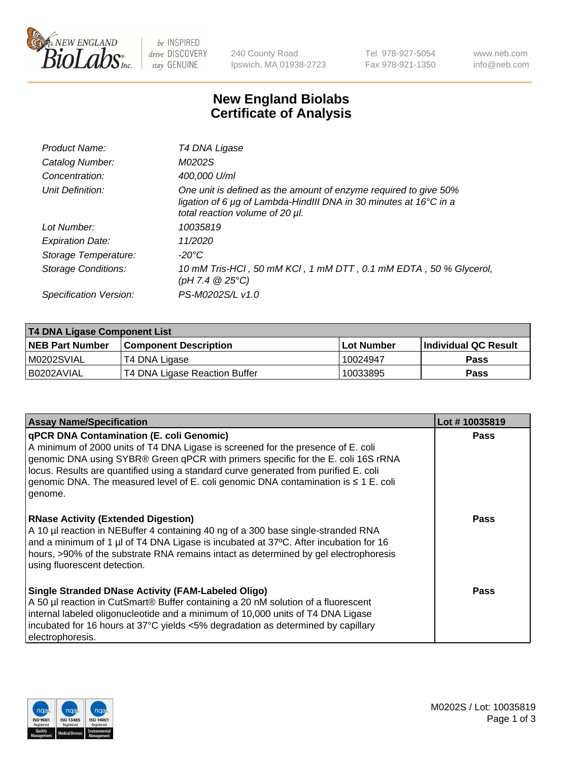New England BioLabs Inc. — be INSPIRED drive DISCOVERY stay GENUINE

240 County Road
Ipswich, MA 01938-2723

Tel 978-927-5054
Fax 978-921-1350

www.neb.com
info@neb.com

# New England Biolabs Certificate of Analysis

| | |
|---|---|
| *Product Name:* | *T4 DNA Ligase* |
| *Catalog Number:* | *M0202S* |
| *Concentration:* | *400,000 U/ml* |
| *Unit Definition:* | *One unit is defined as the amount of enzyme required to give 50% ligation of 6 µg of Lambda-HindIII DNA in 30 minutes at 16°C in a total reaction volume of 20 µl.* |
| *Lot Number:* | *10035819* |
| *Expiration Date:* | *11/2020* |
| *Storage Temperature:* | *-20°C* |
| *Storage Conditions:* | *10 mM Tris-HCl , 50 mM KCl , 1 mM DTT , 0.1 mM EDTA , 50 % Glycerol, (pH 7.4 @ 25°C)* |
| *Specification Version:* | *PS-M0202S/L v1.0* |

| T4 DNA Ligase Component List | | | |
|---|---|---|---|
| **NEB Part Number** | **Component Description** | **Lot Number** | **Individual QC Result** |
| M0202SVIAL | T4 DNA Ligase | 10024947 | Pass |
| B0202AVIAL | T4 DNA Ligase Reaction Buffer | 10033895 | Pass |

| Assay Name/Specification | Lot # 10035819 |
|---|---|
| **qPCR DNA Contamination (E. coli Genomic)** A minimum of 2000 units of T4 DNA Ligase is screened for the presence of E. coli genomic DNA using SYBR® Green qPCR with primers specific for the E. coli 16S rRNA locus. Results are quantified using a standard curve generated from purified E. coli genomic DNA. The measured level of E. coli genomic DNA contamination is ≤ 1 E. coli genome. | Pass |
| **RNase Activity (Extended Digestion)** A 10 µl reaction in NEBuffer 4 containing 40 ng of a 300 base single-stranded RNA and a minimum of 1 µl of T4 DNA Ligase is incubated at 37ºC. After incubation for 16 hours, >90% of the substrate RNA remains intact as determined by gel electrophoresis using fluorescent detection. | Pass |
| **Single Stranded DNase Activity (FAM-Labeled Oligo)** A 50 µl reaction in CutSmart® Buffer containing a 20 nM solution of a fluorescent internal labeled oligonucleotide and a minimum of 10,000 units of T4 DNA Ligase incubated for 16 hours at 37°C yields <5% degradation as determined by capillary electrophoresis. | Pass |

M0202S / Lot: 10035819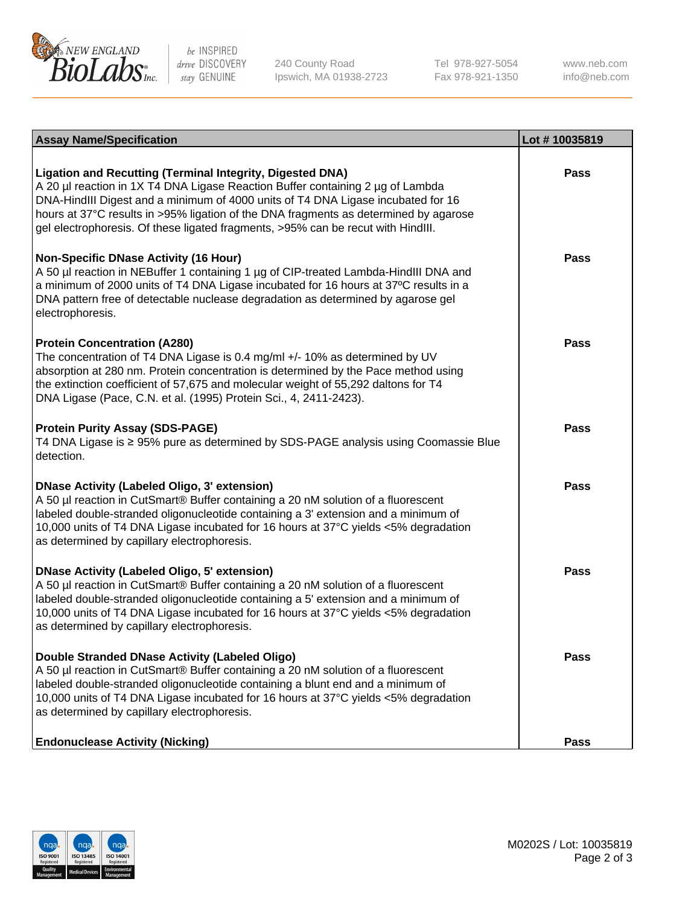| Assay Name/Specification | Lot # 10035819 |
| --- | --- |
| **Ligation and Recutting (Terminal Integrity, Digested DNA)**<br>A 20 µl reaction in 1X T4 DNA Ligase Reaction Buffer containing 2 µg of Lambda DNA-HindIII Digest and a minimum of 4000 units of T4 DNA Ligase incubated for 16 hours at 37°C results in >95% ligation of the DNA fragments as determined by agarose gel electrophoresis. Of these ligated fragments, >95% can be recut with HindIII. | Pass |
| **Non-Specific DNase Activity (16 Hour)**<br>A 50 µl reaction in NEBuffer 1 containing 1 µg of CIP-treated Lambda-HindIII DNA and a minimum of 2000 units of T4 DNA Ligase incubated for 16 hours at 37ºC results in a DNA pattern free of detectable nuclease degradation as determined by agarose gel electrophoresis. | Pass |
| **Protein Concentration (A280)**<br>The concentration of T4 DNA Ligase is 0.4 mg/ml +/- 10% as determined by UV absorption at 280 nm. Protein concentration is determined by the Pace method using the extinction coefficient of 57,675 and molecular weight of 55,292 daltons for T4 DNA Ligase (Pace, C.N. et al. (1995) Protein Sci., 4, 2411-2423). | Pass |
| **Protein Purity Assay (SDS-PAGE)**<br>T4 DNA Ligase is ≥ 95% pure as determined by SDS-PAGE analysis using Coomassie Blue detection. | Pass |
| **DNase Activity (Labeled Oligo, 3' extension)**<br>A 50 µl reaction in CutSmart® Buffer containing a 20 nM solution of a fluorescent labeled double-stranded oligonucleotide containing a 3' extension and a minimum of 10,000 units of T4 DNA Ligase incubated for 16 hours at 37°C yields <5% degradation as determined by capillary electrophoresis. | Pass |
| **DNase Activity (Labeled Oligo, 5' extension)**<br>A 50 µl reaction in CutSmart® Buffer containing a 20 nM solution of a fluorescent labeled double-stranded oligonucleotide containing a 5' extension and a minimum of 10,000 units of T4 DNA Ligase incubated for 16 hours at 37°C yields <5% degradation as determined by capillary electrophoresis. | Pass |
| **Double Stranded DNase Activity (Labeled Oligo)**<br>A 50 µl reaction in CutSmart® Buffer containing a 20 nM solution of a fluorescent labeled double-stranded oligonucleotide containing a blunt end and a minimum of 10,000 units of T4 DNA Ligase incubated for 16 hours at 37°C yields <5% degradation as determined by capillary electrophoresis. | Pass |
| **Endonuclease Activity (Nicking)** | Pass |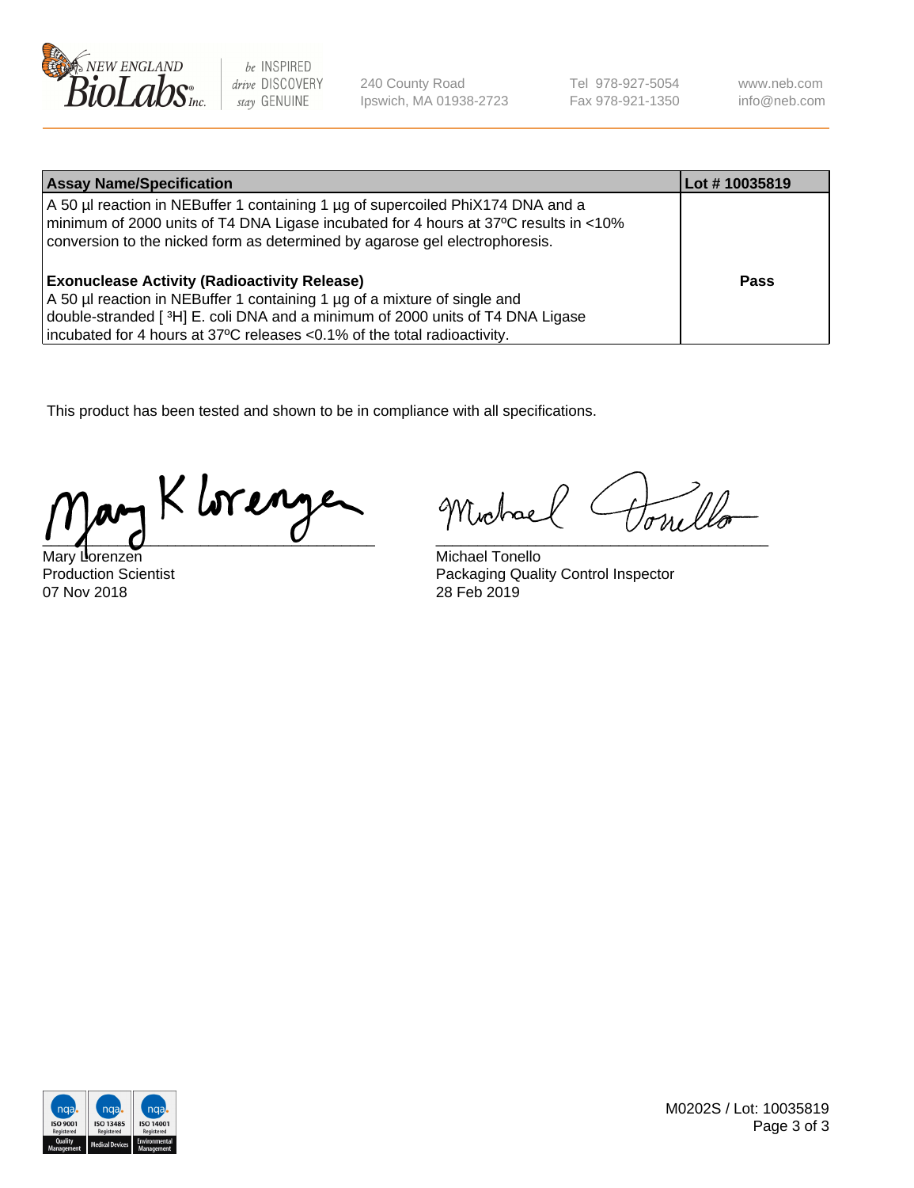240 County Road
Ipswich, MA 01938-2723

Tel 978-927-5054
Fax 978-921-1350

www.neb.com
info@neb.com

| Assay Name/Specification | Lot # 10035819 |
| --- | --- |
| A 50 µl reaction in NEBuffer 1 containing 1 µg of supercoiled PhiX174 DNA and a minimum of 2000 units of T4 DNA Ligase incubated for 4 hours at 37ºC results in <10% conversion to the nicked form as determined by agarose gel electrophoresis. | |
| **Exonuclease Activity (Radioactivity Release)**<br>A 50 µl reaction in NEBuffer 1 containing 1 µg of a mixture of single and double-stranded [ $^3$H] E. coli DNA and a minimum of 2000 units of T4 DNA Ligase incubated for 4 hours at 37ºC releases <0.1% of the total radioactivity. | **Pass** |

This product has been tested and shown to be in compliance with all specifications.

Mary Lorenzen
Production Scientist
07 Nov 2018

Michael Tonello
Packaging Quality Control Inspector
28 Feb 2019

M0202S / Lot: 10035819